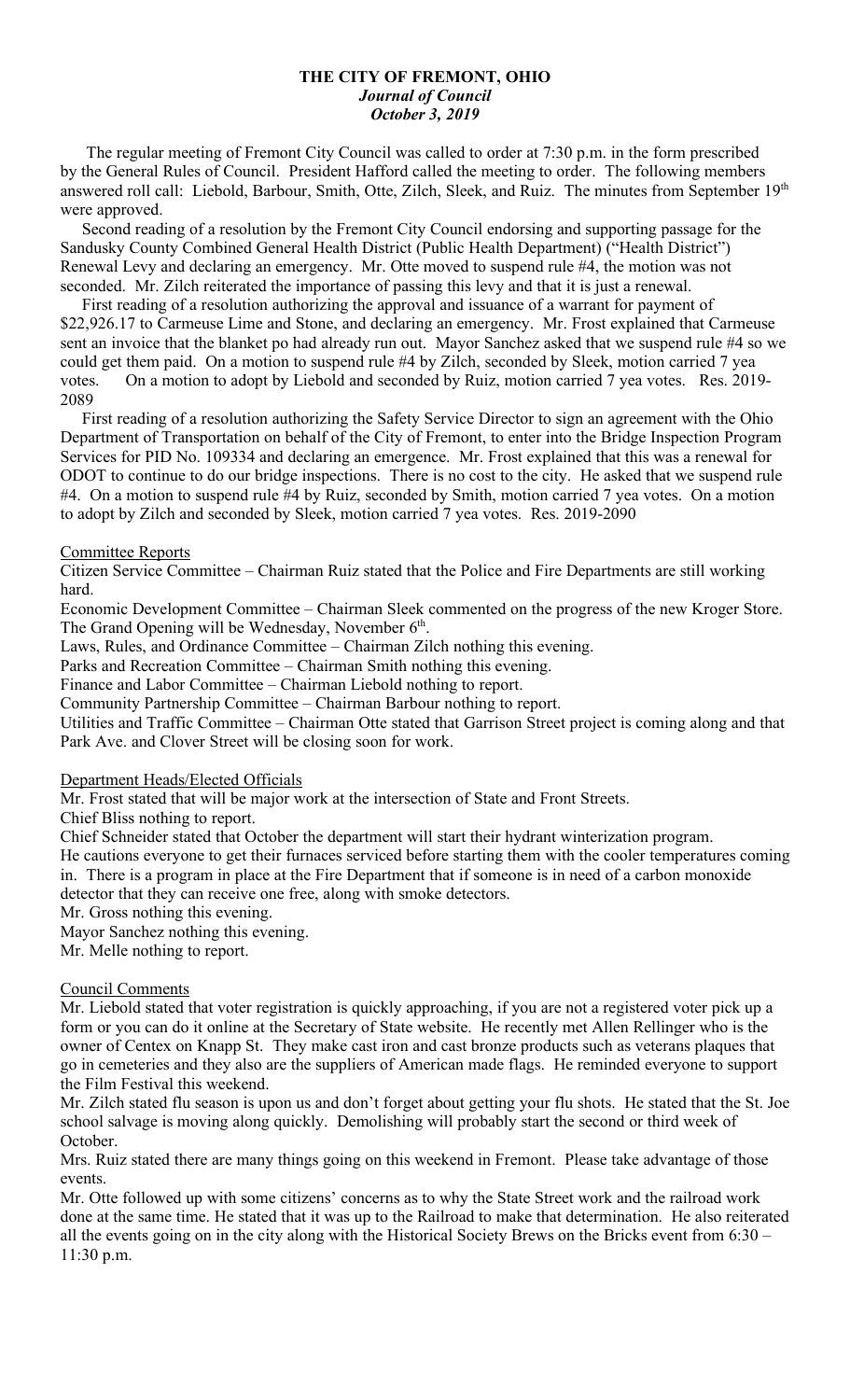**THE CITY OF FREMONT, OHIO**
***Journal of Council***
***October 3, 2019***

The regular meeting of Fremont City Council was called to order at 7:30 p.m. in the form prescribed by the General Rules of Council. President Hafford called the meeting to order. The following members answered roll call: Liebold, Barbour, Smith, Otte, Zilch, Sleek, and Ruiz. The minutes from September 19th were approved.

Second reading of a resolution by the Fremont City Council endorsing and supporting passage for the Sandusky County Combined General Health District (Public Health Department) ("Health District") Renewal Levy and declaring an emergency. Mr. Otte moved to suspend rule #4, the motion was not seconded. Mr. Zilch reiterated the importance of passing this levy and that it is just a renewal.

First reading of a resolution authorizing the approval and issuance of a warrant for payment of $22,926.17 to Carmeuse Lime and Stone, and declaring an emergency. Mr. Frost explained that Carmeuse sent an invoice that the blanket po had already run out. Mayor Sanchez asked that we suspend rule #4 so we could get them paid. On a motion to suspend rule #4 by Zilch, seconded by Sleek, motion carried 7 yea votes. On a motion to adopt by Liebold and seconded by Ruiz, motion carried 7 yea votes. Res. 2019-2089

First reading of a resolution authorizing the Safety Service Director to sign an agreement with the Ohio Department of Transportation on behalf of the City of Fremont, to enter into the Bridge Inspection Program Services for PID No. 109334 and declaring an emergence. Mr. Frost explained that this was a renewal for ODOT to continue to do our bridge inspections. There is no cost to the city. He asked that we suspend rule #4. On a motion to suspend rule #4 by Ruiz, seconded by Smith, motion carried 7 yea votes. On a motion to adopt by Zilch and seconded by Sleek, motion carried 7 yea votes. Res. 2019-2090

Committee Reports

Citizen Service Committee – Chairman Ruiz stated that the Police and Fire Departments are still working hard.

Economic Development Committee – Chairman Sleek commented on the progress of the new Kroger Store. The Grand Opening will be Wednesday, November 6th.

Laws, Rules, and Ordinance Committee – Chairman Zilch nothing this evening.

Parks and Recreation Committee – Chairman Smith nothing this evening.

Finance and Labor Committee – Chairman Liebold nothing to report.

Community Partnership Committee – Chairman Barbour nothing to report.

Utilities and Traffic Committee – Chairman Otte stated that Garrison Street project is coming along and that Park Ave. and Clover Street will be closing soon for work.

Department Heads/Elected Officials

Mr. Frost stated that will be major work at the intersection of State and Front Streets.

Chief Bliss nothing to report.

Chief Schneider stated that October the department will start their hydrant winterization program. He cautions everyone to get their furnaces serviced before starting them with the cooler temperatures coming in. There is a program in place at the Fire Department that if someone is in need of a carbon monoxide detector that they can receive one free, along with smoke detectors.

Mr. Gross nothing this evening.

Mayor Sanchez nothing this evening.

Mr. Melle nothing to report.

Council Comments

Mr. Liebold stated that voter registration is quickly approaching, if you are not a registered voter pick up a form or you can do it online at the Secretary of State website. He recently met Allen Rellinger who is the owner of Centex on Knapp St. They make cast iron and cast bronze products such as veterans plaques that go in cemeteries and they also are the suppliers of American made flags. He reminded everyone to support the Film Festival this weekend.

Mr. Zilch stated flu season is upon us and don't forget about getting your flu shots. He stated that the St. Joe school salvage is moving along quickly. Demolishing will probably start the second or third week of October.

Mrs. Ruiz stated there are many things going on this weekend in Fremont. Please take advantage of those events.

Mr. Otte followed up with some citizens' concerns as to why the State Street work and the railroad work done at the same time. He stated that it was up to the Railroad to make that determination. He also reiterated all the events going on in the city along with the Historical Society Brews on the Bricks event from 6:30 – 11:30 p.m.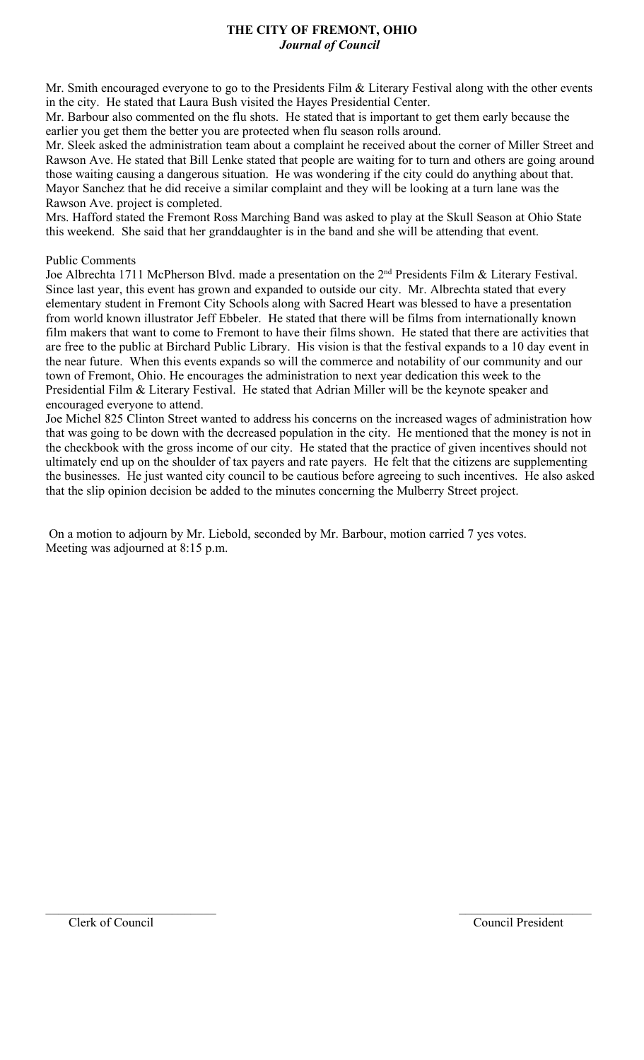Mr. Smith encouraged everyone to go to the Presidents Film & Literary Festival along with the other events in the city. He stated that Laura Bush visited the Hayes Presidential Center.

Mr. Barbour also commented on the flu shots. He stated that is important to get them early because the earlier you get them the better you are protected when flu season rolls around.

Mr. Sleek asked the administration team about a complaint he received about the corner of Miller Street and Rawson Ave. He stated that Bill Lenke stated that people are waiting for to turn and others are going around those waiting causing a dangerous situation. He was wondering if the city could do anything about that. Mayor Sanchez that he did receive a similar complaint and they will be looking at a turn lane was the Rawson Ave. project is completed.

Mrs. Hafford stated the Fremont Ross Marching Band was asked to play at the Skull Season at Ohio State this weekend. She said that her granddaughter is in the band and she will be attending that event.

Public Comments

Joe Albrechta 1711 McPherson Blvd. made a presentation on the 2nd Presidents Film & Literary Festival. Since last year, this event has grown and expanded to outside our city. Mr. Albrechta stated that every elementary student in Fremont City Schools along with Sacred Heart was blessed to have a presentation from world known illustrator Jeff Ebbeler. He stated that there will be films from internationally known film makers that want to come to Fremont to have their films shown. He stated that there are activities that are free to the public at Birchard Public Library. His vision is that the festival expands to a 10 day event in the near future. When this events expands so will the commerce and notability of our community and our town of Fremont, Ohio. He encourages the administration to next year dedication this week to the Presidential Film & Literary Festival. He stated that Adrian Miller will be the keynote speaker and encouraged everyone to attend.

Joe Michel 825 Clinton Street wanted to address his concerns on the increased wages of administration how that was going to be down with the decreased population in the city. He mentioned that the money is not in the checkbook with the gross income of our city. He stated that the practice of given incentives should not ultimately end up on the shoulder of tax payers and rate payers. He felt that the citizens are supplementing the businesses. He just wanted city council to be cautious before agreeing to such incentives. He also asked that the slip opinion decision be added to the minutes concerning the Mulberry Street project.

On a motion to adjourn by Mr. Liebold, seconded by Mr. Barbour, motion carried 7 yes votes. Meeting was adjourned at 8:15 p.m.

_______________________________ Clerk of Council

_______________________________ Council President